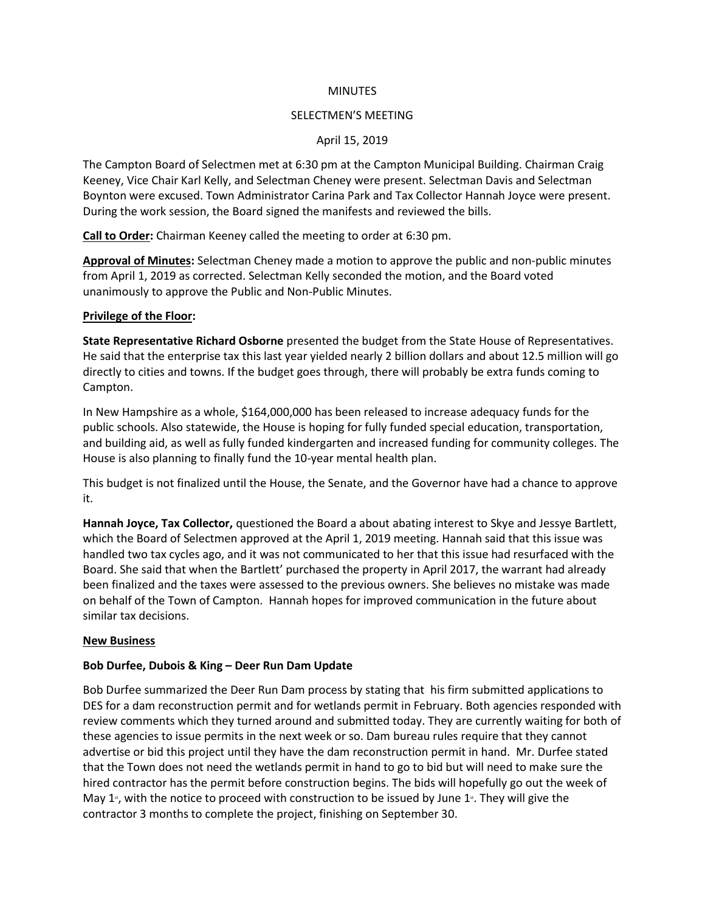MINUTES

SELECTMEN'S MEETING

April 15, 2019

The Campton Board of Selectmen met at 6:30 pm at the Campton Municipal Building. Chairman Craig Keeney, Vice Chair Karl Kelly, and Selectman Cheney were present. Selectman Davis and Selectman Boynton were excused. Town Administrator Carina Park and Tax Collector Hannah Joyce were present. During the work session, the Board signed the manifests and reviewed the bills.

**Call to Order:** Chairman Keeney called the meeting to order at 6:30 pm.

**Approval of Minutes:** Selectman Cheney made a motion to approve the public and non-public minutes from April 1, 2019 as corrected. Selectman Kelly seconded the motion, and the Board voted unanimously to approve the Public and Non-Public Minutes.

**Privilege of the Floor:**

**State Representative Richard Osborne** presented the budget from the State House of Representatives. He said that the enterprise tax this last year yielded nearly 2 billion dollars and about 12.5 million will go directly to cities and towns. If the budget goes through, there will probably be extra funds coming to Campton.

In New Hampshire as a whole, $164,000,000 has been released to increase adequacy funds for the public schools. Also statewide, the House is hoping for fully funded special education, transportation, and building aid, as well as fully funded kindergarten and increased funding for community colleges. The House is also planning to finally fund the 10-year mental health plan.

This budget is not finalized until the House, the Senate, and the Governor have had a chance to approve it.

**Hannah Joyce, Tax Collector,** questioned the Board a about abating interest to Skye and Jessye Bartlett, which the Board of Selectmen approved at the April 1, 2019 meeting. Hannah said that this issue was handled two tax cycles ago, and it was not communicated to her that this issue had resurfaced with the Board. She said that when the Bartlett' purchased the property in April 2017, the warrant had already been finalized and the taxes were assessed to the previous owners. She believes no mistake was made on behalf of the Town of Campton. Hannah hopes for improved communication in the future about similar tax decisions.

**New Business**

**Bob Durfee, Dubois & King – Deer Run Dam Update**

Bob Durfee summarized the Deer Run Dam process by stating that his firm submitted applications to DES for a dam reconstruction permit and for wetlands permit in February. Both agencies responded with review comments which they turned around and submitted today. They are currently waiting for both of these agencies to issue permits in the next week or so. Dam bureau rules require that they cannot advertise or bid this project until they have the dam reconstruction permit in hand. Mr. Durfee stated that the Town does not need the wetlands permit in hand to go to bid but will need to make sure the hired contractor has the permit before construction begins. The bids will hopefully go out the week of May 1st, with the notice to proceed with construction to be issued by June 1st. They will give the contractor 3 months to complete the project, finishing on September 30.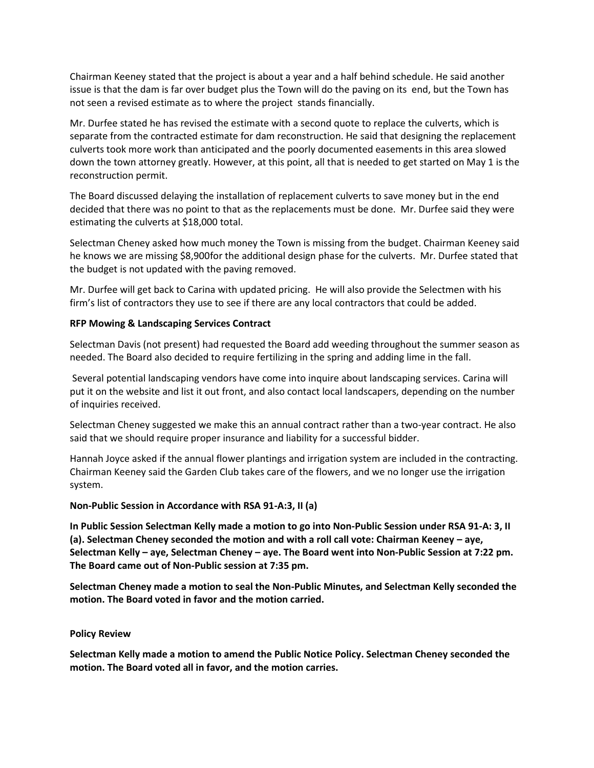Chairman Keeney stated that the project is about a year and a half behind schedule. He said another issue is that the dam is far over budget plus the Town will do the paving on its end, but the Town has not seen a revised estimate as to where the project stands financially.

Mr. Durfee stated he has revised the estimate with a second quote to replace the culverts, which is separate from the contracted estimate for dam reconstruction. He said that designing the replacement culverts took more work than anticipated and the poorly documented easements in this area slowed down the town attorney greatly. However, at this point, all that is needed to get started on May 1 is the reconstruction permit.

The Board discussed delaying the installation of replacement culverts to save money but in the end decided that there was no point to that as the replacements must be done. Mr. Durfee said they were estimating the culverts at $18,000 total.

Selectman Cheney asked how much money the Town is missing from the budget. Chairman Keeney said he knows we are missing $8,900for the additional design phase for the culverts. Mr. Durfee stated that the budget is not updated with the paving removed.

Mr. Durfee will get back to Carina with updated pricing. He will also provide the Selectmen with his firm's list of contractors they use to see if there are any local contractors that could be added.

**RFP Mowing & Landscaping Services Contract**

Selectman Davis (not present) had requested the Board add weeding throughout the summer season as needed. The Board also decided to require fertilizing in the spring and adding lime in the fall.

Several potential landscaping vendors have come into inquire about landscaping services. Carina will put it on the website and list it out front, and also contact local landscapers, depending on the number of inquiries received.

Selectman Cheney suggested we make this an annual contract rather than a two-year contract. He also said that we should require proper insurance and liability for a successful bidder.

Hannah Joyce asked if the annual flower plantings and irrigation system are included in the contracting. Chairman Keeney said the Garden Club takes care of the flowers, and we no longer use the irrigation system.

**Non-Public Session in Accordance with RSA 91-A:3, II (a)**

**In Public Session Selectman Kelly made a motion to go into Non-Public Session under RSA 91-A: 3, II (a). Selectman Cheney seconded the motion and with a roll call vote: Chairman Keeney – aye, Selectman Kelly – aye, Selectman Cheney – aye. The Board went into Non-Public Session at 7:22 pm. The Board came out of Non-Public session at 7:35 pm.**

**Selectman Cheney made a motion to seal the Non-Public Minutes, and Selectman Kelly seconded the motion. The Board voted in favor and the motion carried.**

**Policy Review**

**Selectman Kelly made a motion to amend the Public Notice Policy. Selectman Cheney seconded the motion. The Board voted all in favor, and the motion carries.**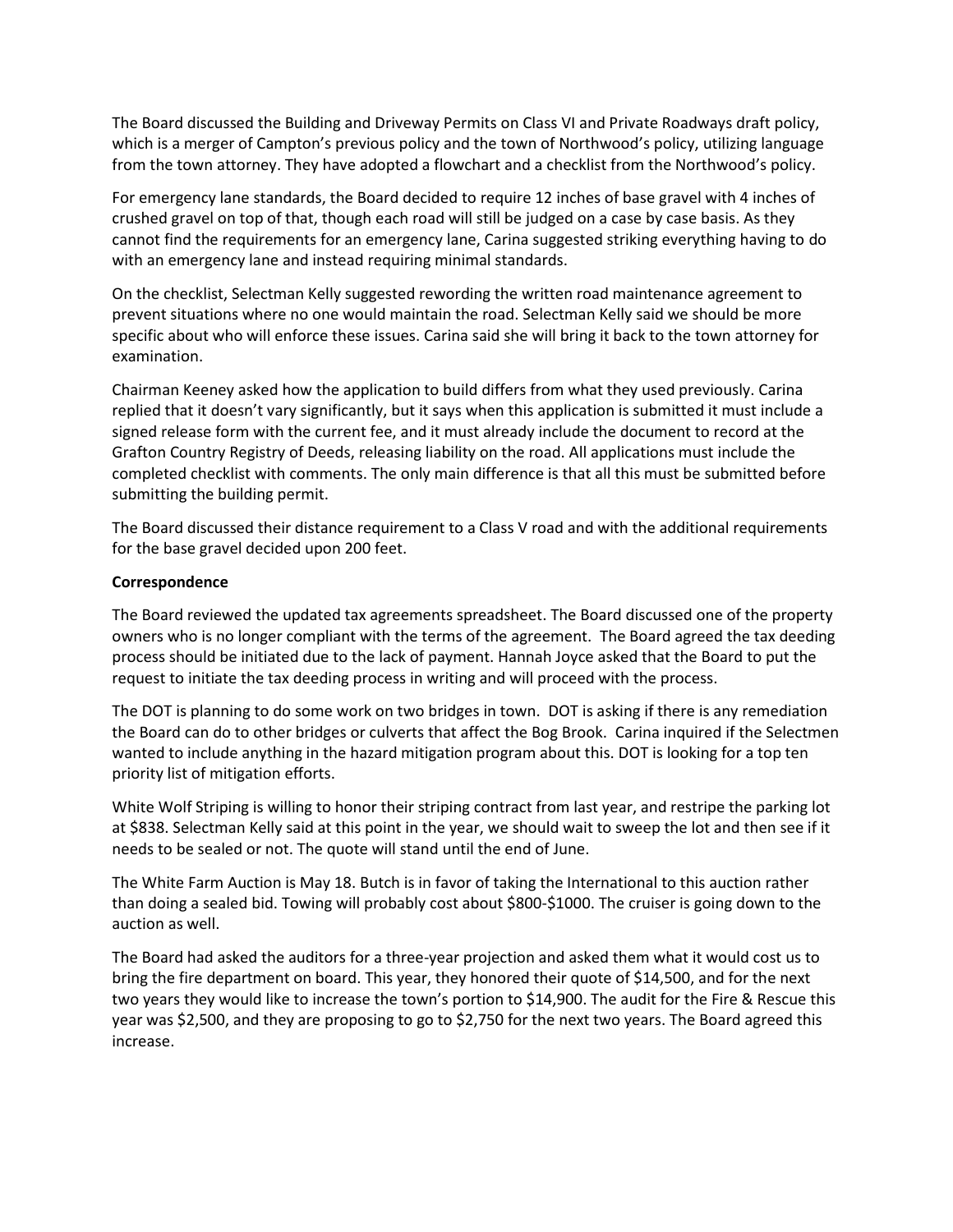The Board discussed the Building and Driveway Permits on Class VI and Private Roadways draft policy, which is a merger of Campton's previous policy and the town of Northwood's policy, utilizing language from the town attorney. They have adopted a flowchart and a checklist from the Northwood's policy.

For emergency lane standards, the Board decided to require 12 inches of base gravel with 4 inches of crushed gravel on top of that, though each road will still be judged on a case by case basis. As they cannot find the requirements for an emergency lane, Carina suggested striking everything having to do with an emergency lane and instead requiring minimal standards.

On the checklist, Selectman Kelly suggested rewording the written road maintenance agreement to prevent situations where no one would maintain the road. Selectman Kelly said we should be more specific about who will enforce these issues. Carina said she will bring it back to the town attorney for examination.

Chairman Keeney asked how the application to build differs from what they used previously. Carina replied that it doesn't vary significantly, but it says when this application is submitted it must include a signed release form with the current fee, and it must already include the document to record at the Grafton Country Registry of Deeds, releasing liability on the road. All applications must include the completed checklist with comments. The only main difference is that all this must be submitted before submitting the building permit.

The Board discussed their distance requirement to a Class V road and with the additional requirements for the base gravel decided upon 200 feet.

**Correspondence**

The Board reviewed the updated tax agreements spreadsheet. The Board discussed one of the property owners who is no longer compliant with the terms of the agreement. The Board agreed the tax deeding process should be initiated due to the lack of payment. Hannah Joyce asked that the Board to put the request to initiate the tax deeding process in writing and will proceed with the process.

The DOT is planning to do some work on two bridges in town. DOT is asking if there is any remediation the Board can do to other bridges or culverts that affect the Bog Brook. Carina inquired if the Selectmen wanted to include anything in the hazard mitigation program about this. DOT is looking for a top ten priority list of mitigation efforts.

White Wolf Striping is willing to honor their striping contract from last year, and restripe the parking lot at $838. Selectman Kelly said at this point in the year, we should wait to sweep the lot and then see if it needs to be sealed or not. The quote will stand until the end of June.

The White Farm Auction is May 18. Butch is in favor of taking the International to this auction rather than doing a sealed bid. Towing will probably cost about $800-$1000. The cruiser is going down to the auction as well.

The Board had asked the auditors for a three-year projection and asked them what it would cost us to bring the fire department on board. This year, they honored their quote of $14,500, and for the next two years they would like to increase the town's portion to $14,900. The audit for the Fire & Rescue this year was $2,500, and they are proposing to go to $2,750 for the next two years. The Board agreed this increase.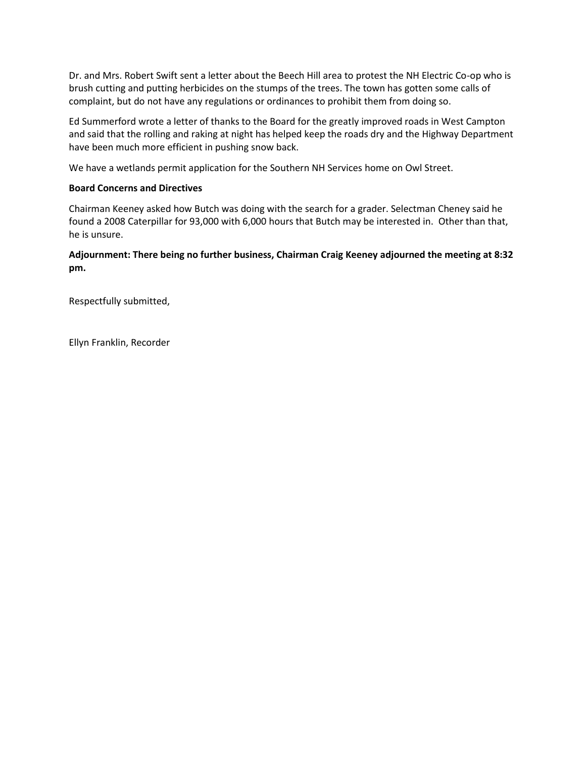Dr. and Mrs. Robert Swift sent a letter about the Beech Hill area to protest the NH Electric Co-op who is brush cutting and putting herbicides on the stumps of the trees. The town has gotten some calls of complaint, but do not have any regulations or ordinances to prohibit them from doing so.

Ed Summerford wrote a letter of thanks to the Board for the greatly improved roads in West Campton and said that the rolling and raking at night has helped keep the roads dry and the Highway Department have been much more efficient in pushing snow back.

We have a wetlands permit application for the Southern NH Services home on Owl Street.

**Board Concerns and Directives**

Chairman Keeney asked how Butch was doing with the search for a grader. Selectman Cheney said he found a 2008 Caterpillar for 93,000 with 6,000 hours that Butch may be interested in. Other than that, he is unsure.

**Adjournment: There being no further business, Chairman Craig Keeney adjourned the meeting at 8:32 pm.**

Respectfully submitted,

Ellyn Franklin, Recorder